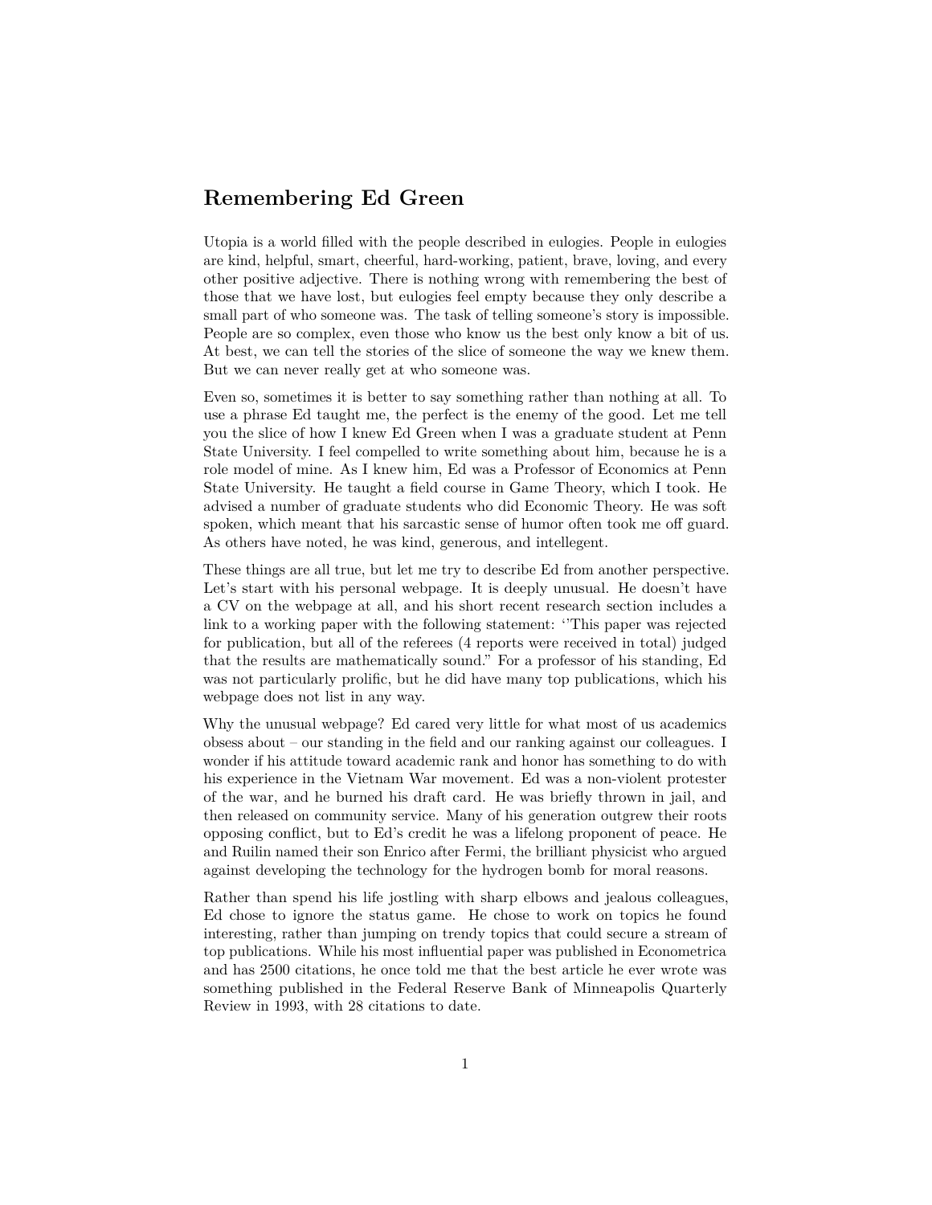# Remembering Ed Green

Utopia is a world filled with the people described in eulogies. People in eulogies are kind, helpful, smart, cheerful, hard-working, patient, brave, loving, and every other positive adjective. There is nothing wrong with remembering the best of those that we have lost, but eulogies feel empty because they only describe a small part of who someone was. The task of telling someone's story is impossible. People are so complex, even those who know us the best only know a bit of us. At best, we can tell the stories of the slice of someone the way we knew them. But we can never really get at who someone was.

Even so, sometimes it is better to say something rather than nothing at all. To use a phrase Ed taught me, the perfect is the enemy of the good. Let me tell you the slice of how I knew Ed Green when I was a graduate student at Penn State University. I feel compelled to write something about him, because he is a role model of mine. As I knew him, Ed was a Professor of Economics at Penn State University. He taught a field course in Game Theory, which I took. He advised a number of graduate students who did Economic Theory. He was soft spoken, which meant that his sarcastic sense of humor often took me off guard. As others have noted, he was kind, generous, and intellegent.

These things are all true, but let me try to describe Ed from another perspective. Let's start with his personal webpage. It is deeply unusual. He doesn't have a CV on the webpage at all, and his short recent research section includes a link to a working paper with the following statement: ''This paper was rejected for publication, but all of the referees (4 reports were received in total) judged that the results are mathematically sound." For a professor of his standing, Ed was not particularly prolific, but he did have many top publications, which his webpage does not list in any way.

Why the unusual webpage? Ed cared very little for what most of us academics obsess about – our standing in the field and our ranking against our colleagues. I wonder if his attitude toward academic rank and honor has something to do with his experience in the Vietnam War movement. Ed was a non-violent protester of the war, and he burned his draft card. He was briefly thrown in jail, and then released on community service. Many of his generation outgrew their roots opposing conflict, but to Ed's credit he was a lifelong proponent of peace. He and Ruilin named their son Enrico after Fermi, the brilliant physicist who argued against developing the technology for the hydrogen bomb for moral reasons.

Rather than spend his life jostling with sharp elbows and jealous colleagues, Ed chose to ignore the status game. He chose to work on topics he found interesting, rather than jumping on trendy topics that could secure a stream of top publications. While his most influential paper was published in Econometrica and has 2500 citations, he once told me that the best article he ever wrote was something published in the Federal Reserve Bank of Minneapolis Quarterly Review in 1993, with 28 citations to date.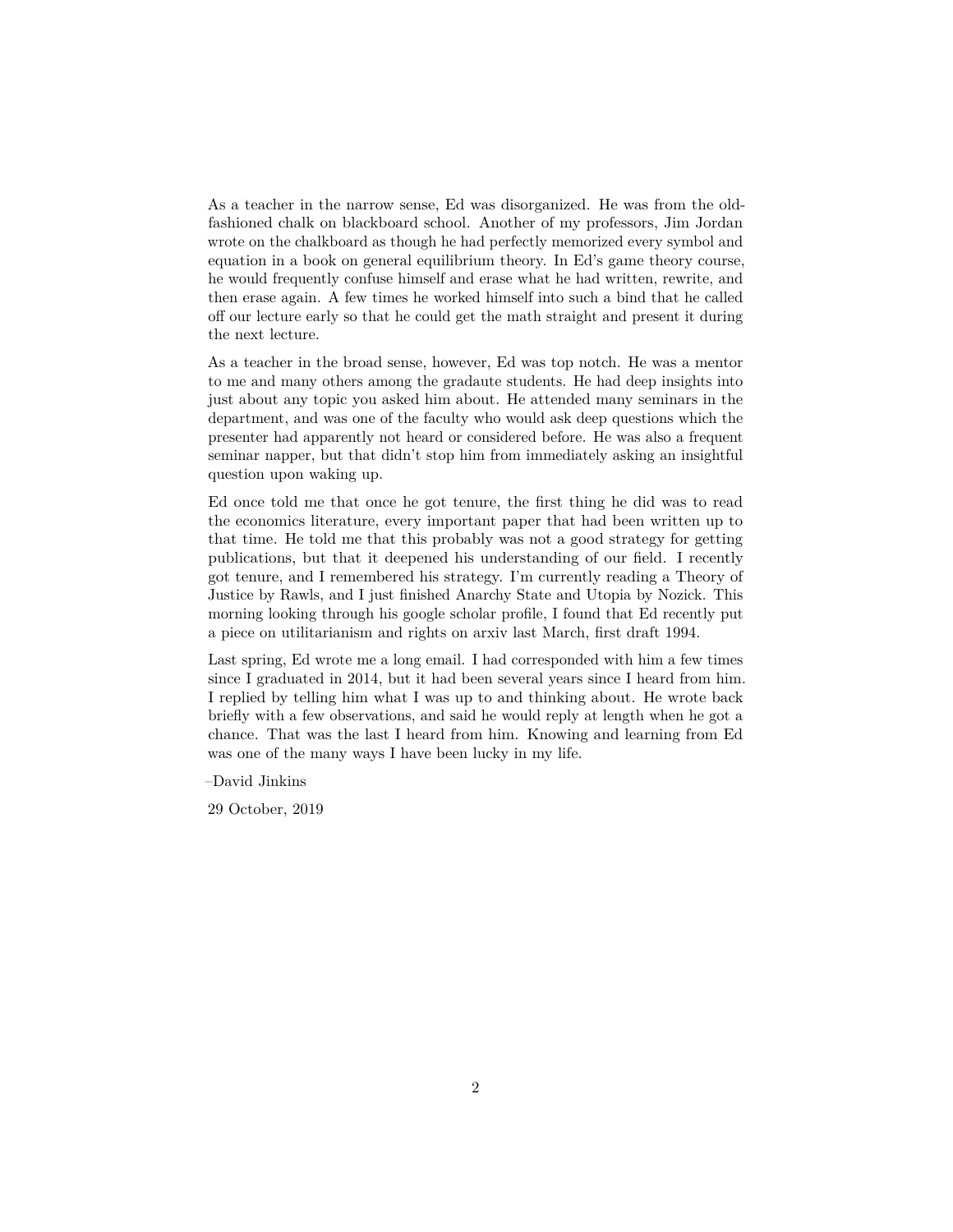As a teacher in the narrow sense, Ed was disorganized. He was from the old-fashioned chalk on blackboard school. Another of my professors, Jim Jordan wrote on the chalkboard as though he had perfectly memorized every symbol and equation in a book on general equilibrium theory. In Ed's game theory course, he would frequently confuse himself and erase what he had written, rewrite, and then erase again. A few times he worked himself into such a bind that he called off our lecture early so that he could get the math straight and present it during the next lecture.

As a teacher in the broad sense, however, Ed was top notch. He was a mentor to me and many others among the gradaute students. He had deep insights into just about any topic you asked him about. He attended many seminars in the department, and was one of the faculty who would ask deep questions which the presenter had apparently not heard or considered before. He was also a frequent seminar napper, but that didn't stop him from immediately asking an insightful question upon waking up.

Ed once told me that once he got tenure, the first thing he did was to read the economics literature, every important paper that had been written up to that time. He told me that this probably was not a good strategy for getting publications, but that it deepened his understanding of our field. I recently got tenure, and I remembered his strategy. I'm currently reading a Theory of Justice by Rawls, and I just finished Anarchy State and Utopia by Nozick. This morning looking through his google scholar profile, I found that Ed recently put a piece on utilitarianism and rights on arxiv last March, first draft 1994.

Last spring, Ed wrote me a long email. I had corresponded with him a few times since I graduated in 2014, but it had been several years since I heard from him. I replied by telling him what I was up to and thinking about. He wrote back briefly with a few observations, and said he would reply at length when he got a chance. That was the last I heard from him. Knowing and learning from Ed was one of the many ways I have been lucky in my life.

–David Jinkins

29 October, 2019